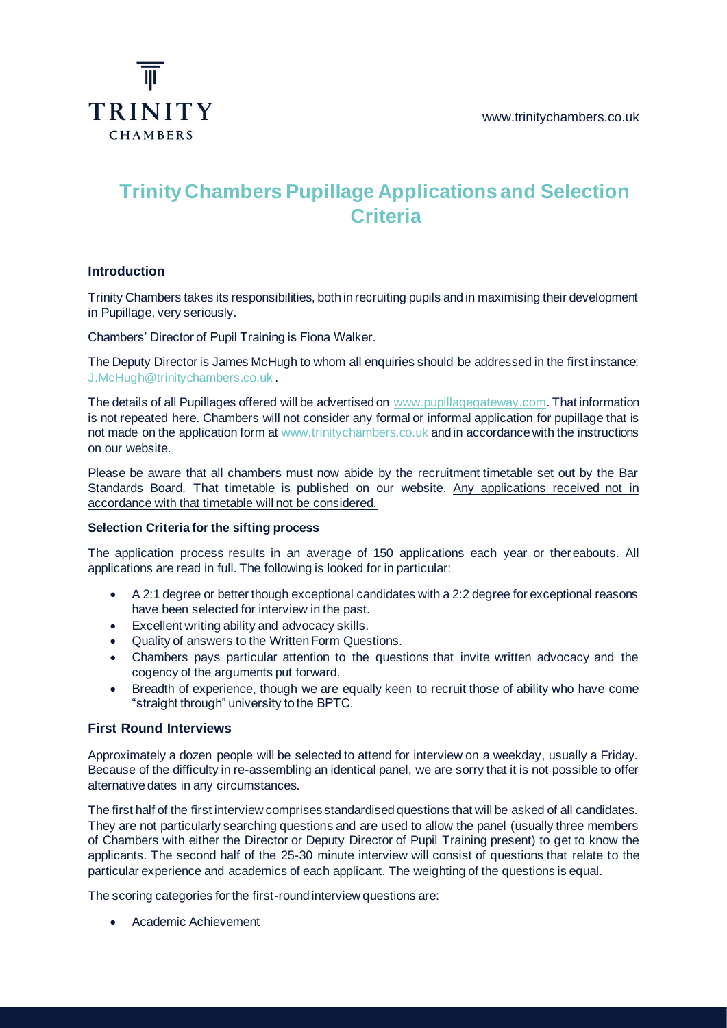TRINITY CHAMBERS

www.trinitychambers.co.uk

# Trinity Chambers Pupillage Applications and Selection Criteria

## Introduction

Trinity Chambers takes its responsibilities, both in recruiting pupils and in maximising their development in Pupillage, very seriously.

Chambers' Director of Pupil Training is Fiona Walker.

The Deputy Director is James McHugh to whom all enquiries should be addressed in the first instance: J.McHugh@trinitychambers.co.uk .

The details of all Pupillages offered will be advertised on www.pupillagegateway.com. That information is not repeated here. Chambers will not consider any formal or informal application for pupillage that is not made on the application form at www.trinitychambers.co.uk and in accordance with the instructions on our website.

Please be aware that all chambers must now abide by the recruitment timetable set out by the Bar Standards Board. That timetable is published on our website. Any applications received not in accordance with that timetable will not be considered.

### Selection Criteria for the sifting process

The application process results in an average of 150 applications each year or thereabouts. All applications are read in full. The following is looked for in particular:

- A 2:1 degree or better though exceptional candidates with a 2:2 degree for exceptional reasons have been selected for interview in the past.
- Excellent writing ability and advocacy skills.
- Quality of answers to the Written Form Questions.
- Chambers pays particular attention to the questions that invite written advocacy and the cogency of the arguments put forward.
- Breadth of experience, though we are equally keen to recruit those of ability who have come "straight through" university to the BPTC.

## First Round Interviews

Approximately a dozen people will be selected to attend for interview on a weekday, usually a Friday. Because of the difficulty in re-assembling an identical panel, we are sorry that it is not possible to offer alternative dates in any circumstances.

The first half of the first interview comprises standardised questions that will be asked of all candidates. They are not particularly searching questions and are used to allow the panel (usually three members of Chambers with either the Director or Deputy Director of Pupil Training present) to get to know the applicants. The second half of the 25-30 minute interview will consist of questions that relate to the particular experience and academics of each applicant. The weighting of the questions is equal.

The scoring categories for the first-round interview questions are:

- Academic Achievement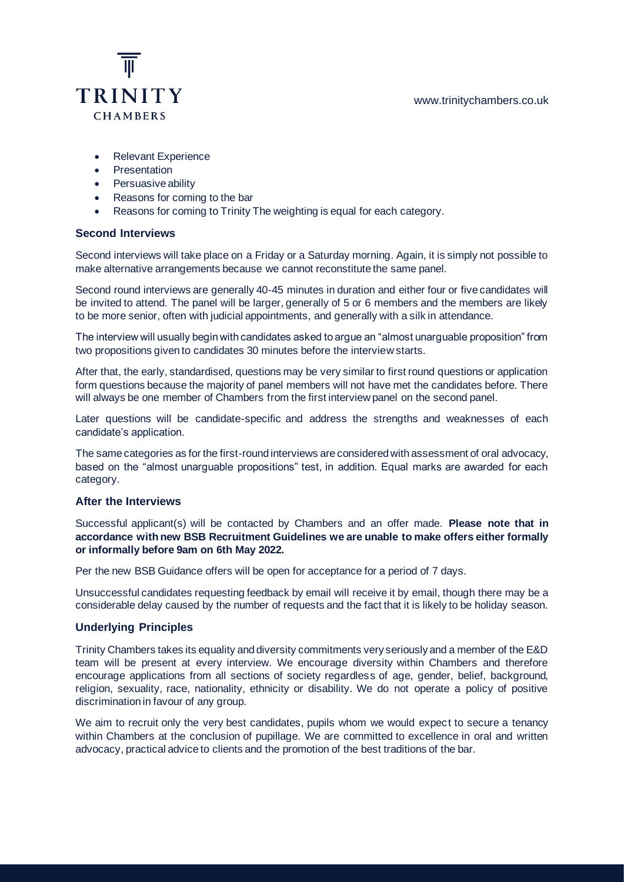- Relevant Experience
- Presentation
- Persuasive ability
- Reasons for coming to the bar
- Reasons for coming to Trinity The weighting is equal for each category.

### Second Interviews

Second interviews will take place on a Friday or a Saturday morning. Again, it is simply not possible to make alternative arrangements because we cannot reconstitute the same panel.

Second round interviews are generally 40-45 minutes in duration and either four or five candidates will be invited to attend. The panel will be larger, generally of 5 or 6 members and the members are likely to be more senior, often with judicial appointments, and generally with a silk in attendance.

The interview will usually begin with candidates asked to argue an "almost unarguable proposition" from two propositions given to candidates 30 minutes before the interview starts.

After that, the early, standardised, questions may be very similar to first round questions or application form questions because the majority of panel members will not have met the candidates before. There will always be one member of Chambers from the first interview panel on the second panel.

Later questions will be candidate-specific and address the strengths and weaknesses of each candidate's application.

The same categories as for the first-round interviews are considered with assessment of oral advocacy, based on the "almost unarguable propositions" test, in addition. Equal marks are awarded for each category.

### After the Interviews

Successful applicant(s) will be contacted by Chambers and an offer made. **Please note that in accordance with new BSB Recruitment Guidelines we are unable to make offers either formally or informally before 9am on 6th May 2022.**

Per the new BSB Guidance offers will be open for acceptance for a period of 7 days.

Unsuccessful candidates requesting feedback by email will receive it by email, though there may be a considerable delay caused by the number of requests and the fact that it is likely to be holiday season.

### Underlying Principles

Trinity Chambers takes its equality and diversity commitments very seriously and a member of the E&D team will be present at every interview. We encourage diversity within Chambers and therefore encourage applications from all sections of society regardless of age, gender, belief, background, religion, sexuality, race, nationality, ethnicity or disability. We do not operate a policy of positive discrimination in favour of any group.

We aim to recruit only the very best candidates, pupils whom we would expect to secure a tenancy within Chambers at the conclusion of pupillage. We are committed to excellence in oral and written advocacy, practical advice to clients and the promotion of the best traditions of the bar.